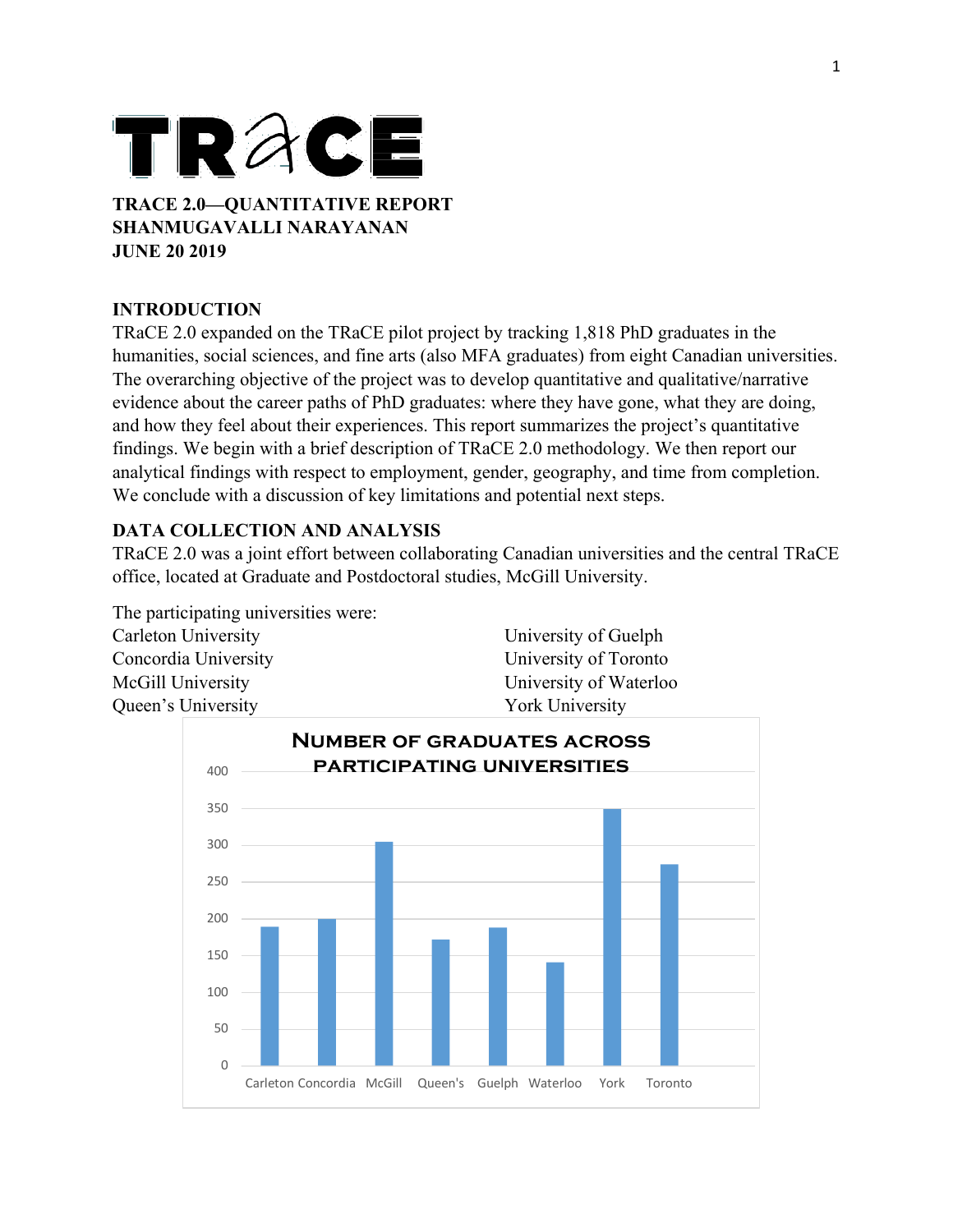# TRaCE

**TRACE 2.0—QUANTITATIVE REPORT**
**SHANMUGAVALLI NARAYANAN**
**JUNE 20 2019**

## INTRODUCTION

TRaCE 2.0 expanded on the TRaCE pilot project by tracking 1,818 PhD graduates in the humanities, social sciences, and fine arts (also MFA graduates) from eight Canadian universities. The overarching objective of the project was to develop quantitative and qualitative/narrative evidence about the career paths of PhD graduates: where they have gone, what they are doing, and how they feel about their experiences. This report summarizes the project's quantitative findings. We begin with a brief description of TRaCE 2.0 methodology. We then report our analytical findings with respect to employment, gender, geography, and time from completion. We conclude with a discussion of key limitations and potential next steps.

## DATA COLLECTION AND ANALYSIS

TRaCE 2.0 was a joint effort between collaborating Canadian universities and the central TRaCE office, located at Graduate and Postdoctoral studies, McGill University.

The participating universities were:

- Carleton University
- Concordia University
- McGill University
- Queen's University
- University of Guelph
- University of Toronto
- University of Waterloo
- York University

**Number of graduates across participating universities**

| University | Number of graduates (approx.) |
|---|---|
| Carleton | 190 |
| Concordia | 200 |
| McGill | 305 |
| Queen's | 172 |
| Guelph | 188 |
| Waterloo | 141 |
| York | 349 |
| Toronto | 274 |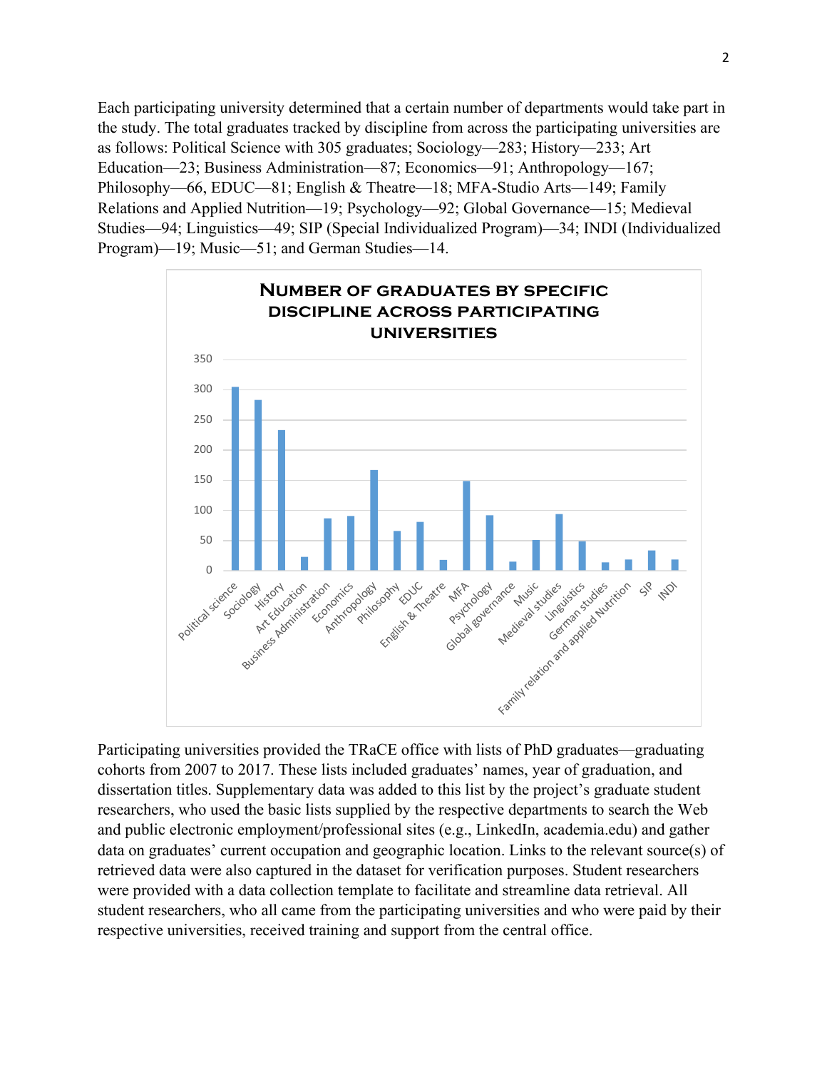Each participating university determined that a certain number of departments would take part in the study. The total graduates tracked by discipline from across the participating universities are as follows: Political Science with 305 graduates; Sociology—283; History—233; Art Education—23; Business Administration—87; Economics—91; Anthropology—167; Philosophy—66, EDUC—81; English & Theatre—18; MFA-Studio Arts—149; Family Relations and Applied Nutrition—19; Psychology—92; Global Governance—15; Medieval Studies—94; Linguistics—49; SIP (Special Individualized Program)—34; INDI (Individualized Program)—19; Music—51; and German Studies—14.

Participating universities provided the TRaCE office with lists of PhD graduates—graduating cohorts from 2007 to 2017. These lists included graduates' names, year of graduation, and dissertation titles. Supplementary data was added to this list by the project's graduate student researchers, who used the basic lists supplied by the respective departments to search the Web and public electronic employment/professional sites (e.g., LinkedIn, academia.edu) and gather data on graduates' current occupation and geographic location. Links to the relevant source(s) of retrieved data were also captured in the dataset for verification purposes. Student researchers were provided with a data collection template to facilitate and streamline data retrieval. All student researchers, who all came from the participating universities and who were paid by their respective universities, received training and support from the central office.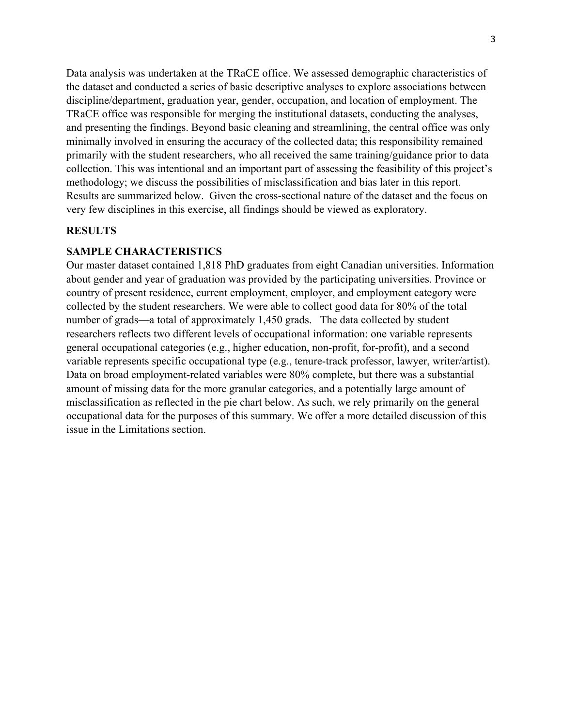Data analysis was undertaken at the TRaCE office. We assessed demographic characteristics of the dataset and conducted a series of basic descriptive analyses to explore associations between discipline/department, graduation year, gender, occupation, and location of employment. The TRaCE office was responsible for merging the institutional datasets, conducting the analyses, and presenting the findings. Beyond basic cleaning and streamlining, the central office was only minimally involved in ensuring the accuracy of the collected data; this responsibility remained primarily with the student researchers, who all received the same training/guidance prior to data collection. This was intentional and an important part of assessing the feasibility of this project's methodology; we discuss the possibilities of misclassification and bias later in this report. Results are summarized below. Given the cross-sectional nature of the dataset and the focus on very few disciplines in this exercise, all findings should be viewed as exploratory.

## RESULTS

### SAMPLE CHARACTERISTICS

Our master dataset contained 1,818 PhD graduates from eight Canadian universities. Information about gender and year of graduation was provided by the participating universities. Province or country of present residence, current employment, employer, and employment category were collected by the student researchers. We were able to collect good data for 80% of the total number of grads—a total of approximately 1,450 grads. The data collected by student researchers reflects two different levels of occupational information: one variable represents general occupational categories (e.g., higher education, non-profit, for-profit), and a second variable represents specific occupational type (e.g., tenure-track professor, lawyer, writer/artist). Data on broad employment-related variables were 80% complete, but there was a substantial amount of missing data for the more granular categories, and a potentially large amount of misclassification as reflected in the pie chart below. As such, we rely primarily on the general occupational data for the purposes of this summary. We offer a more detailed discussion of this issue in the Limitations section.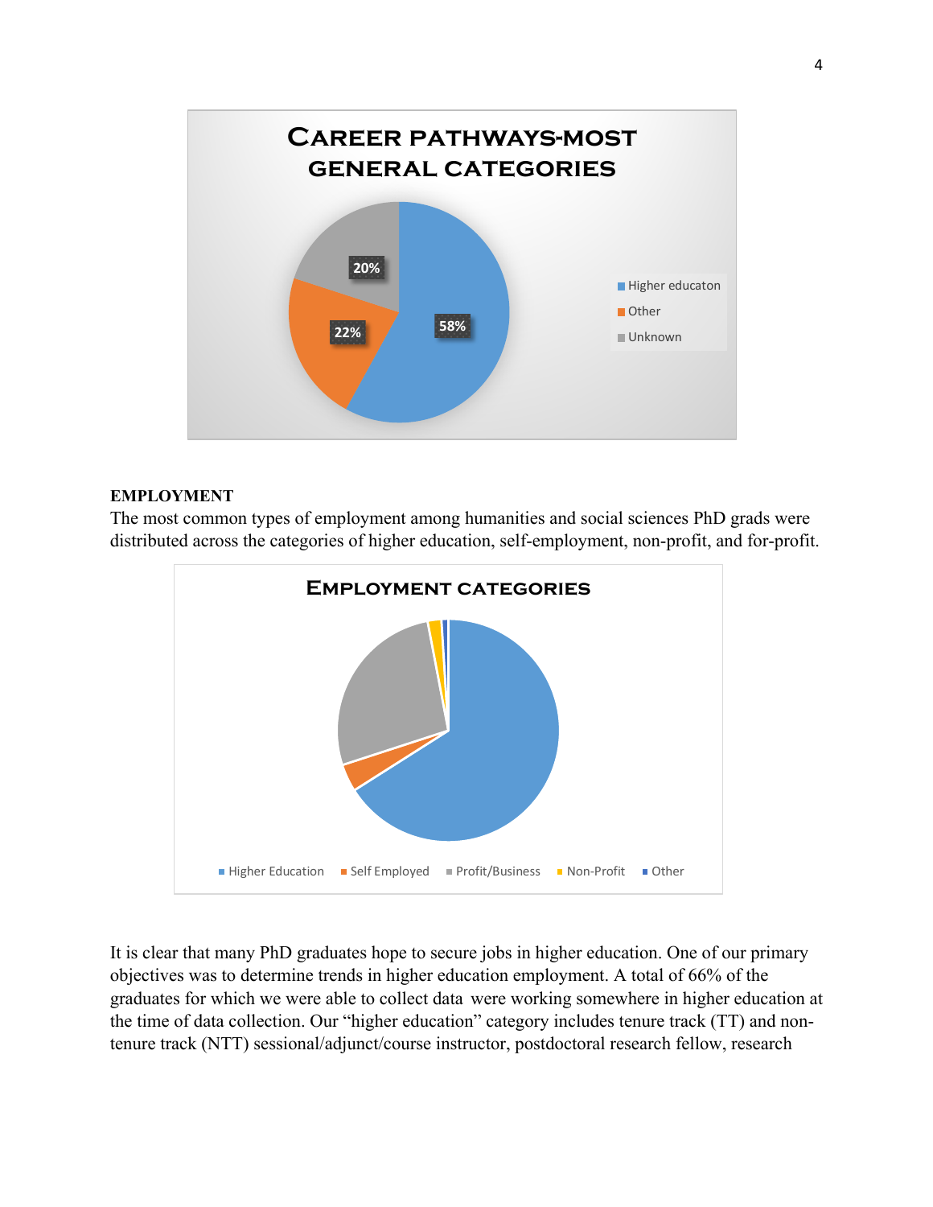**EMPLOYMENT**

The most common types of employment among humanities and social sciences PhD grads were distributed across the categories of higher education, self-employment, non-profit, and for-profit.

It is clear that many PhD graduates hope to secure jobs in higher education. One of our primary objectives was to determine trends in higher education employment. A total of 66% of the graduates for which we were able to collect data were working somewhere in higher education at the time of data collection. Our "higher education" category includes tenure track (TT) and non-tenure track (NTT) sessional/adjunct/course instructor, postdoctoral research fellow, research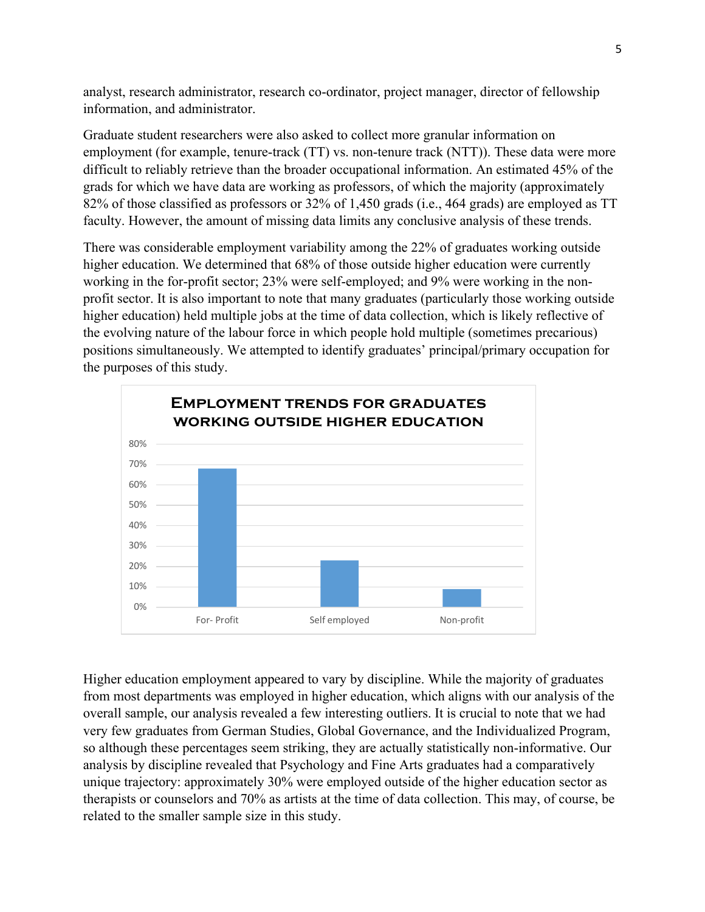analyst, research administrator, research co-ordinator, project manager, director of fellowship information, and administrator.

Graduate student researchers were also asked to collect more granular information on employment (for example, tenure-track (TT) vs. non-tenure track (NTT)). These data were more difficult to reliably retrieve than the broader occupational information. An estimated 45% of the grads for which we have data are working as professors, of which the majority (approximately 82% of those classified as professors or 32% of 1,450 grads (i.e., 464 grads) are employed as TT faculty. However, the amount of missing data limits any conclusive analysis of these trends.

There was considerable employment variability among the 22% of graduates working outside higher education. We determined that 68% of those outside higher education were currently working in the for-profit sector; 23% were self-employed; and 9% were working in the non-profit sector. It is also important to note that many graduates (particularly those working outside higher education) held multiple jobs at the time of data collection, which is likely reflective of the evolving nature of the labour force in which people hold multiple (sometimes precarious) positions simultaneously. We attempted to identify graduates' principal/primary occupation for the purposes of this study.

**Employment trends for graduates working outside higher education**

Higher education employment appeared to vary by discipline. While the majority of graduates from most departments was employed in higher education, which aligns with our analysis of the overall sample, our analysis revealed a few interesting outliers. It is crucial to note that we had very few graduates from German Studies, Global Governance, and the Individualized Program, so although these percentages seem striking, they are actually statistically non-informative. Our analysis by discipline revealed that Psychology and Fine Arts graduates had a comparatively unique trajectory: approximately 30% were employed outside of the higher education sector as therapists or counselors and 70% as artists at the time of data collection. This may, of course, be related to the smaller sample size in this study.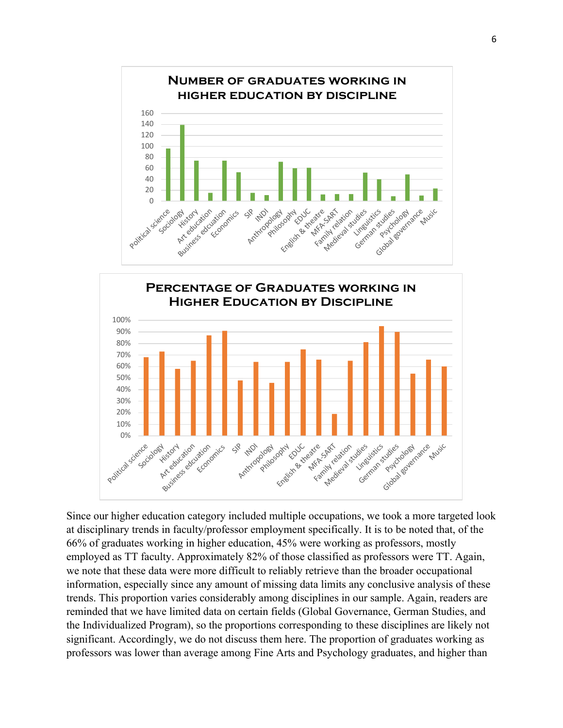**Number of graduates working in higher education by discipline**

**Percentage of Graduates working in Higher Education by Discipline**

Since our higher education category included multiple occupations, we took a more targeted look at disciplinary trends in faculty/professor employment specifically. It is to be noted that, of the 66% of graduates working in higher education, 45% were working as professors, mostly employed as TT faculty. Approximately 82% of those classified as professors were TT. Again, we note that these data were more difficult to reliably retrieve than the broader occupational information, especially since any amount of missing data limits any conclusive analysis of these trends. This proportion varies considerably among disciplines in our sample. Again, readers are reminded that we have limited data on certain fields (Global Governance, German Studies, and the Individualized Program), so the proportions corresponding to these disciplines are likely not significant. Accordingly, we do not discuss them here. The proportion of graduates working as professors was lower than average among Fine Arts and Psychology graduates, and higher than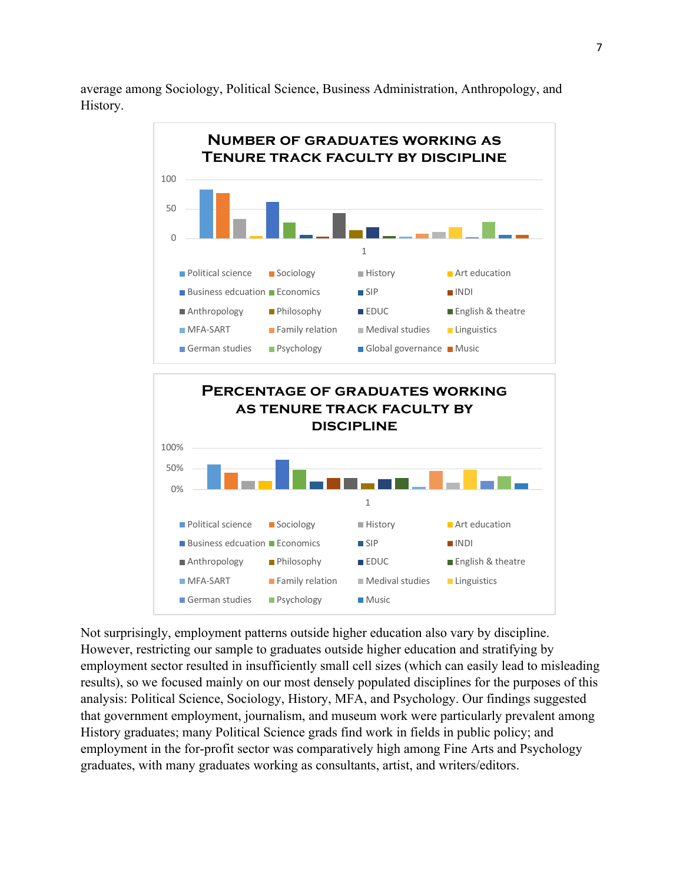average among Sociology, Political Science, Business Administration, Anthropology, and History.

**Number of graduates working as Tenure track faculty by discipline**

100

50

0

1

Political science, Sociology, History, Art education, Business edcuation, Economics, SIP, INDI, Anthropology, Philosophy, EDUC, English & theatre, MFA-SART, Family relation, Medival studies, Linguistics, German studies, Psychology, Global governance, Music

**Percentage of graduates working as tenure track faculty by discipline**

100%

50%

0%

1

Political science, Sociology, History, Art education, Business edcuation, Economics, SIP, INDI, Anthropology, Philosophy, EDUC, English & theatre, MFA-SART, Family relation, Medival studies, Linguistics, German studies, Psychology, Music

Not surprisingly, employment patterns outside higher education also vary by discipline. However, restricting our sample to graduates outside higher education and stratifying by employment sector resulted in insufficiently small cell sizes (which can easily lead to misleading results), so we focused mainly on our most densely populated disciplines for the purposes of this analysis: Political Science, Sociology, History, MFA, and Psychology. Our findings suggested that government employment, journalism, and museum work were particularly prevalent among History graduates; many Political Science grads find work in fields in public policy; and employment in the for-profit sector was comparatively high among Fine Arts and Psychology graduates, with many graduates working as consultants, artist, and writers/editors.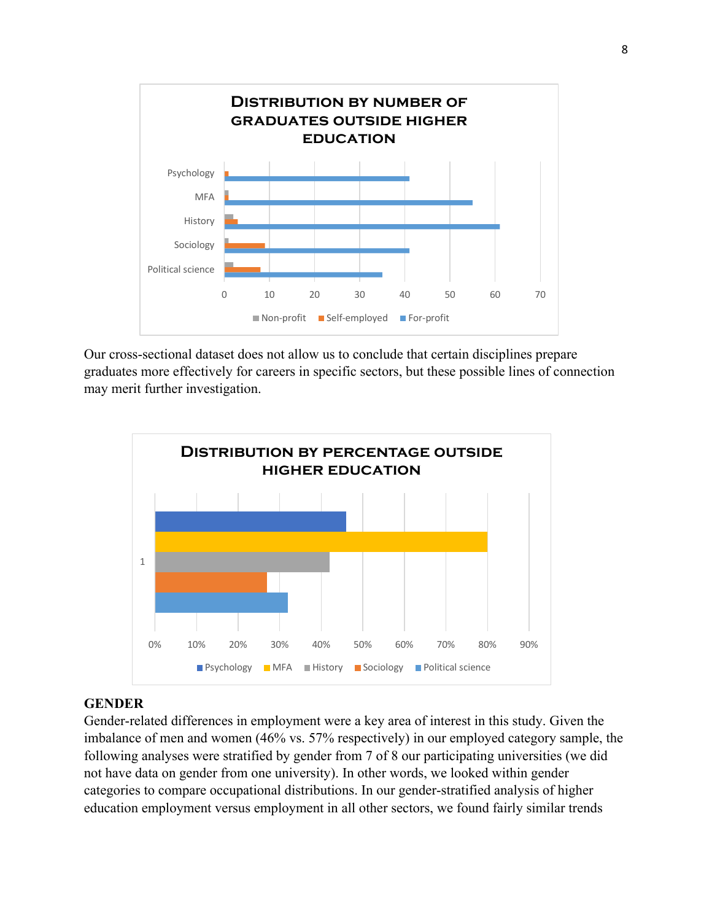Our cross-sectional dataset does not allow us to conclude that certain disciplines prepare graduates more effectively for careers in specific sectors, but these possible lines of connection may merit further investigation.

## GENDER

Gender-related differences in employment were a key area of interest in this study. Given the imbalance of men and women (46% vs. 57% respectively) in our employed category sample, the following analyses were stratified by gender from 7 of 8 our participating universities (we did not have data on gender from one university). In other words, we looked within gender categories to compare occupational distributions. In our gender-stratified analysis of higher education employment versus employment in all other sectors, we found fairly similar trends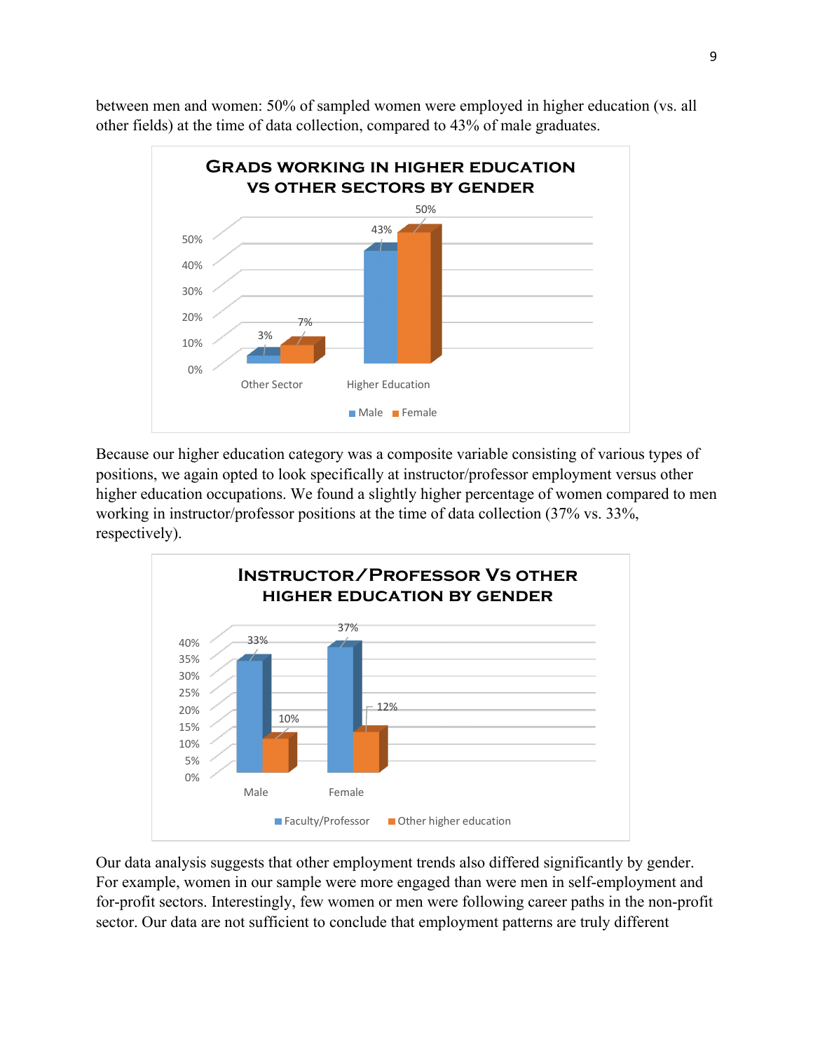between men and women: 50% of sampled women were employed in higher education (vs. all other fields) at the time of data collection, compared to 43% of male graduates.

Because our higher education category was a composite variable consisting of various types of positions, we again opted to look specifically at instructor/professor employment versus other higher education occupations. We found a slightly higher percentage of women compared to men working in instructor/professor positions at the time of data collection (37% vs. 33%, respectively).

Our data analysis suggests that other employment trends also differed significantly by gender. For example, women in our sample were more engaged than were men in self-employment and for-profit sectors. Interestingly, few women or men were following career paths in the non-profit sector. Our data are not sufficient to conclude that employment patterns are truly different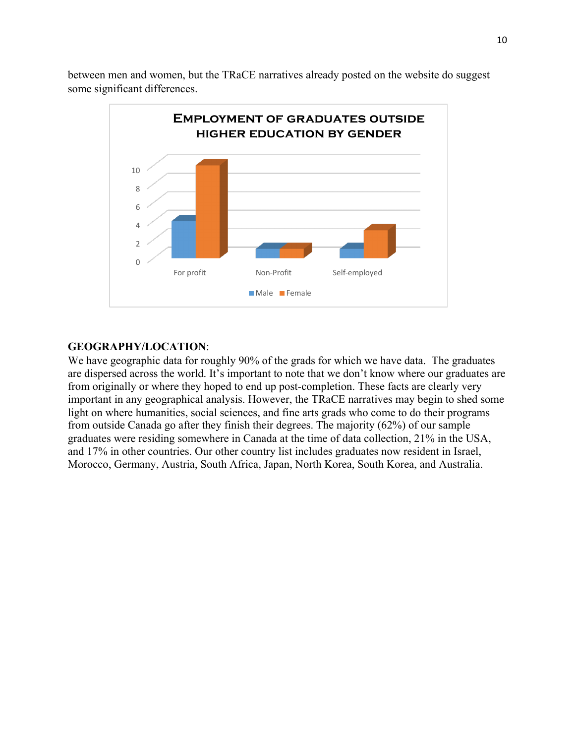between men and women, but the TRaCE narratives already posted on the website do suggest some significant differences.

**Employment of Graduates Outside Higher Education by Gender**

| | Male | Female |
|---|---|---|
| For profit | 4 | 10 |
| Non-Profit | 1 | 1 |
| Self-employed | 1 | 3 |

**GEOGRAPHY/LOCATION**:

We have geographic data for roughly 90% of the grads for which we have data. The graduates are dispersed across the world. It's important to note that we don't know where our graduates are from originally or where they hoped to end up post-completion. These facts are clearly very important in any geographical analysis. However, the TRaCE narratives may begin to shed some light on where humanities, social sciences, and fine arts grads who come to do their programs from outside Canada go after they finish their degrees. The majority (62%) of our sample graduates were residing somewhere in Canada at the time of data collection, 21% in the USA, and 17% in other countries. Our other country list includes graduates now resident in Israel, Morocco, Germany, Austria, South Africa, Japan, North Korea, South Korea, and Australia.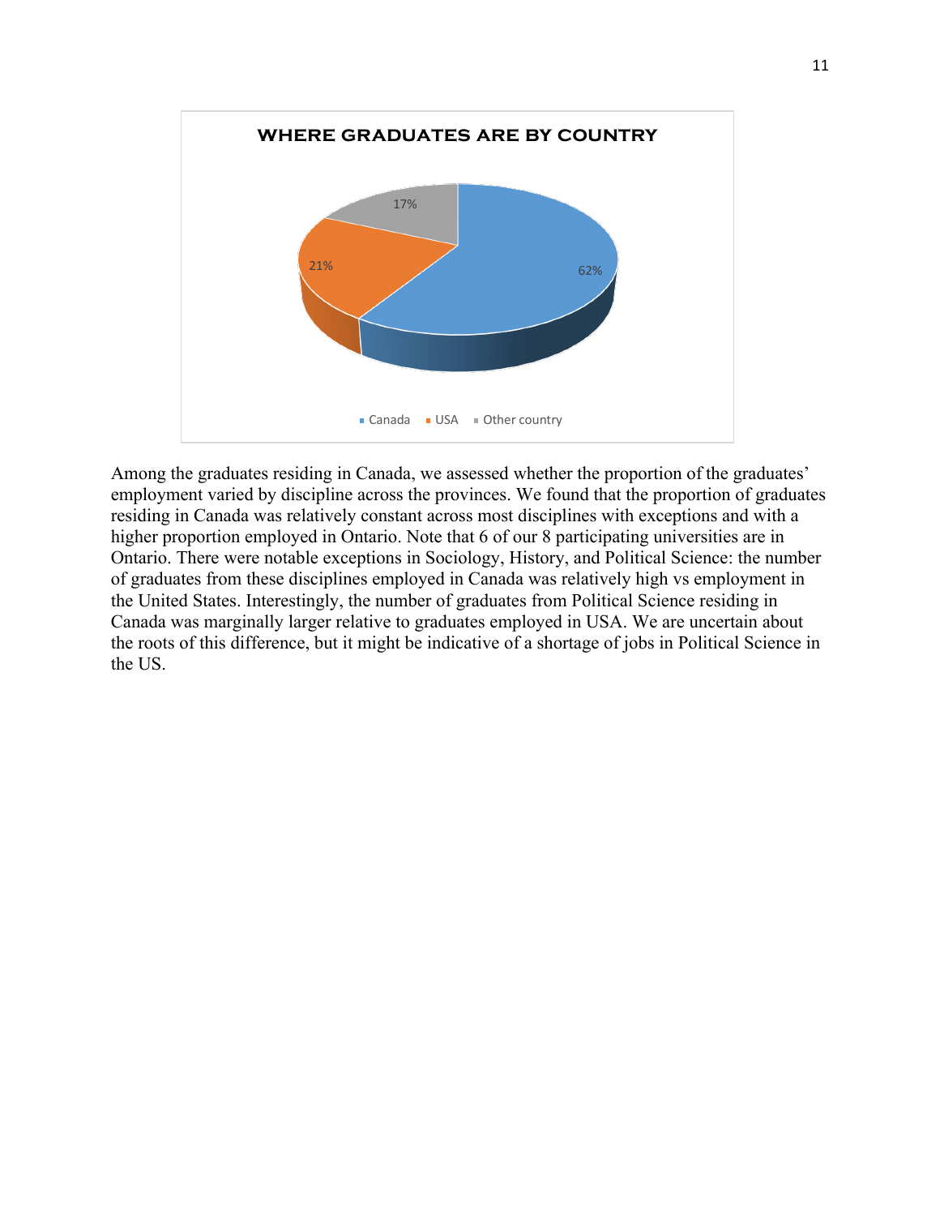**WHERE GRADUATES ARE BY COUNTRY**

- Canada: 62%
- USA: 21%
- Other country: 17%

Among the graduates residing in Canada, we assessed whether the proportion of the graduates' employment varied by discipline across the provinces. We found that the proportion of graduates residing in Canada was relatively constant across most disciplines with exceptions and with a higher proportion employed in Ontario. Note that 6 of our 8 participating universities are in Ontario. There were notable exceptions in Sociology, History, and Political Science: the number of graduates from these disciplines employed in Canada was relatively high vs employment in the United States. Interestingly, the number of graduates from Political Science residing in Canada was marginally larger relative to graduates employed in USA. We are uncertain about the roots of this difference, but it might be indicative of a shortage of jobs in Political Science in the US.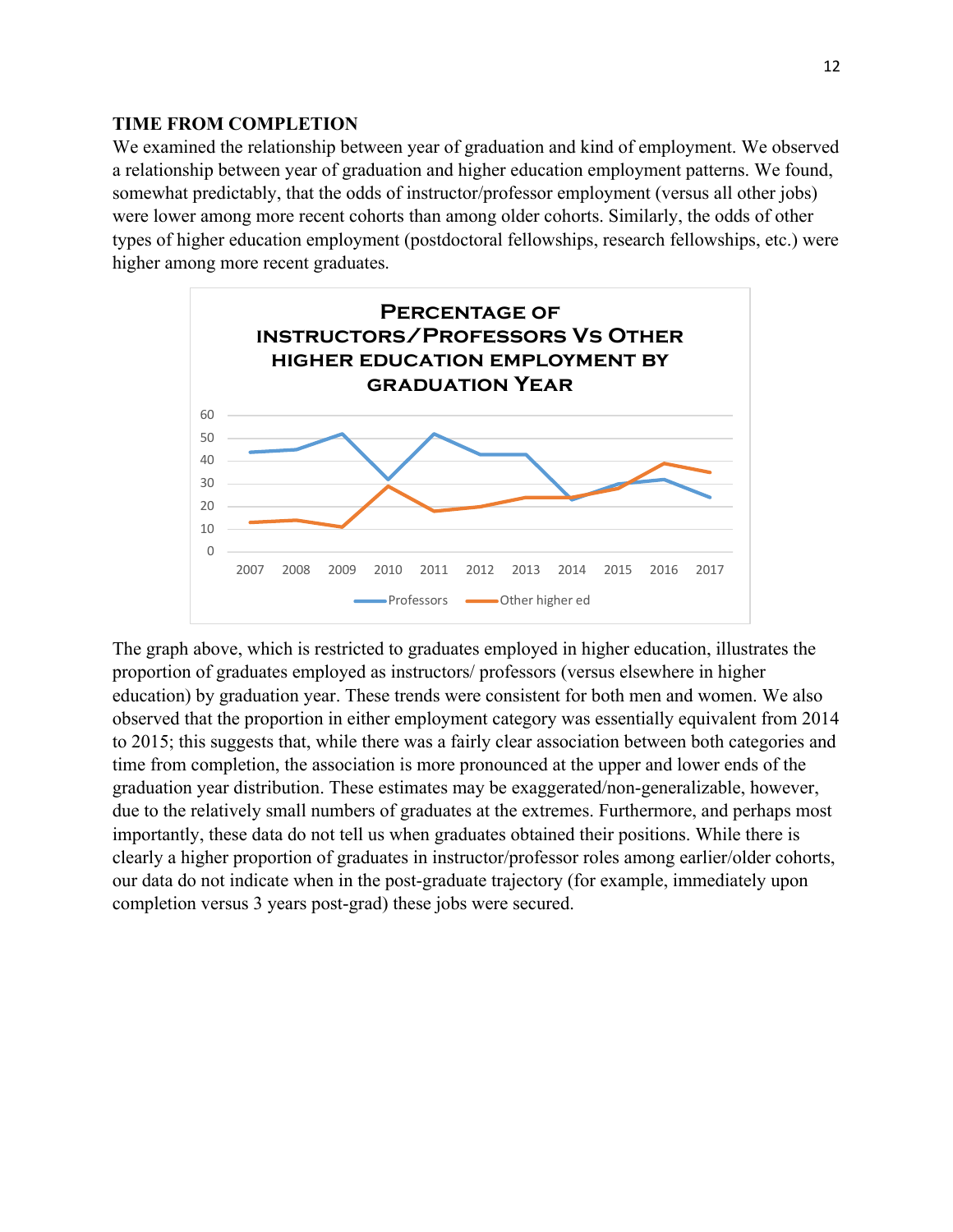**TIME FROM COMPLETION**

We examined the relationship between year of graduation and kind of employment. We observed a relationship between year of graduation and higher education employment patterns. We found, somewhat predictably, that the odds of instructor/professor employment (versus all other jobs) were lower among more recent cohorts than among older cohorts. Similarly, the odds of other types of higher education employment (postdoctoral fellowships, research fellowships, etc.) were higher among more recent graduates.

The graph above, which is restricted to graduates employed in higher education, illustrates the proportion of graduates employed as instructors/ professors (versus elsewhere in higher education) by graduation year. These trends were consistent for both men and women. We also observed that the proportion in either employment category was essentially equivalent from 2014 to 2015; this suggests that, while there was a fairly clear association between both categories and time from completion, the association is more pronounced at the upper and lower ends of the graduation year distribution. These estimates may be exaggerated/non-generalizable, however, due to the relatively small numbers of graduates at the extremes. Furthermore, and perhaps most importantly, these data do not tell us when graduates obtained their positions. While there is clearly a higher proportion of graduates in instructor/professor roles among earlier/older cohorts, our data do not indicate when in the post-graduate trajectory (for example, immediately upon completion versus 3 years post-grad) these jobs were secured.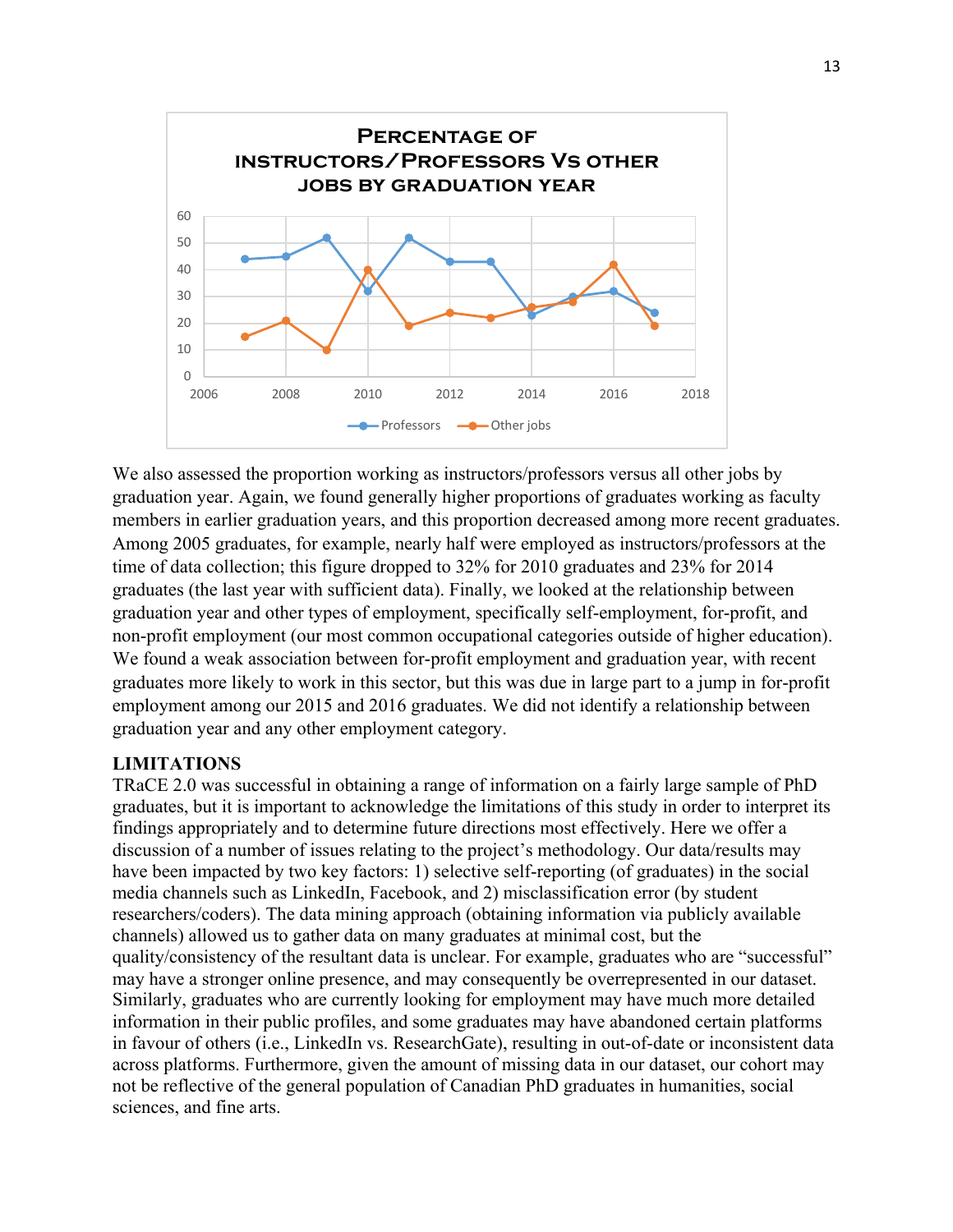We also assessed the proportion working as instructors/professors versus all other jobs by graduation year. Again, we found generally higher proportions of graduates working as faculty members in earlier graduation years, and this proportion decreased among more recent graduates. Among 2005 graduates, for example, nearly half were employed as instructors/professors at the time of data collection; this figure dropped to 32% for 2010 graduates and 23% for 2014 graduates (the last year with sufficient data). Finally, we looked at the relationship between graduation year and other types of employment, specifically self-employment, for-profit, and non-profit employment (our most common occupational categories outside of higher education). We found a weak association between for-profit employment and graduation year, with recent graduates more likely to work in this sector, but this was due in large part to a jump in for-profit employment among our 2015 and 2016 graduates. We did not identify a relationship between graduation year and any other employment category.

**LIMITATIONS**

TRaCE 2.0 was successful in obtaining a range of information on a fairly large sample of PhD graduates, but it is important to acknowledge the limitations of this study in order to interpret its findings appropriately and to determine future directions most effectively. Here we offer a discussion of a number of issues relating to the project's methodology. Our data/results may have been impacted by two key factors: 1) selective self-reporting (of graduates) in the social media channels such as LinkedIn, Facebook, and 2) misclassification error (by student researchers/coders). The data mining approach (obtaining information via publicly available channels) allowed us to gather data on many graduates at minimal cost, but the quality/consistency of the resultant data is unclear. For example, graduates who are "successful" may have a stronger online presence, and may consequently be overrepresented in our dataset. Similarly, graduates who are currently looking for employment may have much more detailed information in their public profiles, and some graduates may have abandoned certain platforms in favour of others (i.e., LinkedIn vs. ResearchGate), resulting in out-of-date or inconsistent data across platforms. Furthermore, given the amount of missing data in our dataset, our cohort may not be reflective of the general population of Canadian PhD graduates in humanities, social sciences, and fine arts.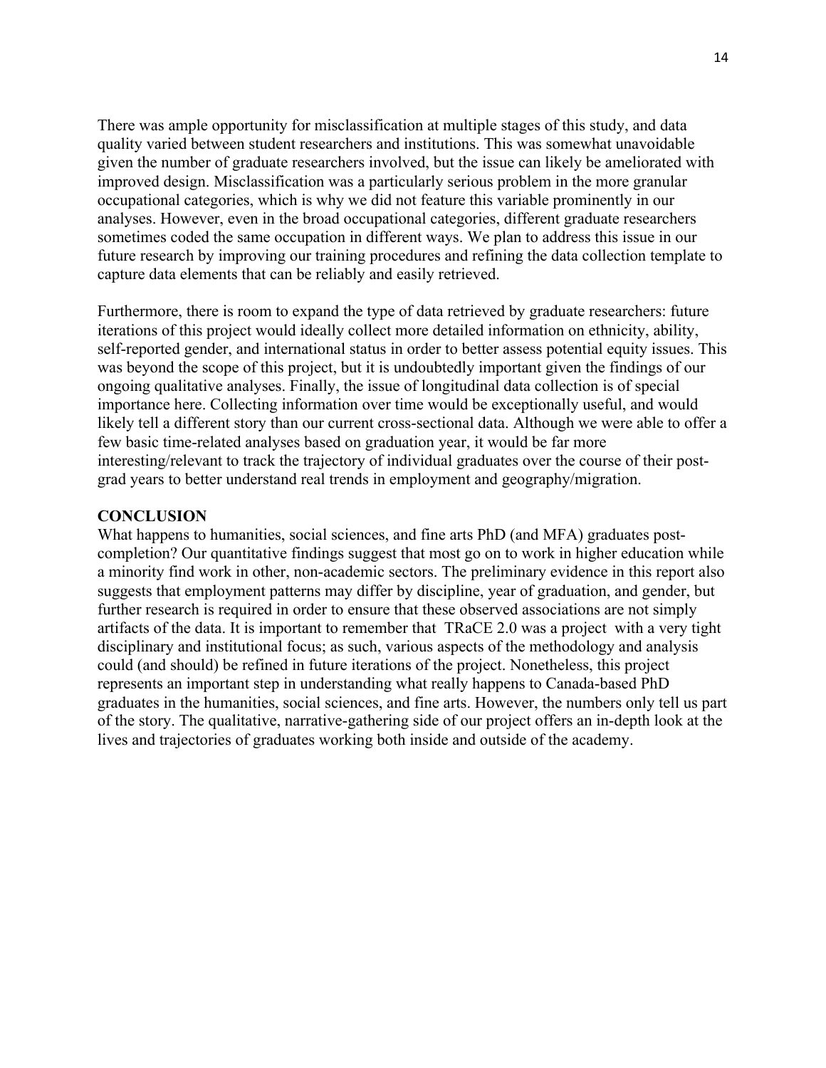There was ample opportunity for misclassification at multiple stages of this study, and data quality varied between student researchers and institutions. This was somewhat unavoidable given the number of graduate researchers involved, but the issue can likely be ameliorated with improved design. Misclassification was a particularly serious problem in the more granular occupational categories, which is why we did not feature this variable prominently in our analyses. However, even in the broad occupational categories, different graduate researchers sometimes coded the same occupation in different ways. We plan to address this issue in our future research by improving our training procedures and refining the data collection template to capture data elements that can be reliably and easily retrieved.

Furthermore, there is room to expand the type of data retrieved by graduate researchers: future iterations of this project would ideally collect more detailed information on ethnicity, ability, self-reported gender, and international status in order to better assess potential equity issues. This was beyond the scope of this project, but it is undoubtedly important given the findings of our ongoing qualitative analyses. Finally, the issue of longitudinal data collection is of special importance here. Collecting information over time would be exceptionally useful, and would likely tell a different story than our current cross-sectional data. Although we were able to offer a few basic time-related analyses based on graduation year, it would be far more interesting/relevant to track the trajectory of individual graduates over the course of their post-grad years to better understand real trends in employment and geography/migration.

## CONCLUSION

What happens to humanities, social sciences, and fine arts PhD (and MFA) graduates post-completion? Our quantitative findings suggest that most go on to work in higher education while a minority find work in other, non-academic sectors. The preliminary evidence in this report also suggests that employment patterns may differ by discipline, year of graduation, and gender, but further research is required in order to ensure that these observed associations are not simply artifacts of the data. It is important to remember that TRaCE 2.0 was a project with a very tight disciplinary and institutional focus; as such, various aspects of the methodology and analysis could (and should) be refined in future iterations of the project. Nonetheless, this project represents an important step in understanding what really happens to Canada-based PhD graduates in the humanities, social sciences, and fine arts. However, the numbers only tell us part of the story. The qualitative, narrative-gathering side of our project offers an in-depth look at the lives and trajectories of graduates working both inside and outside of the academy.